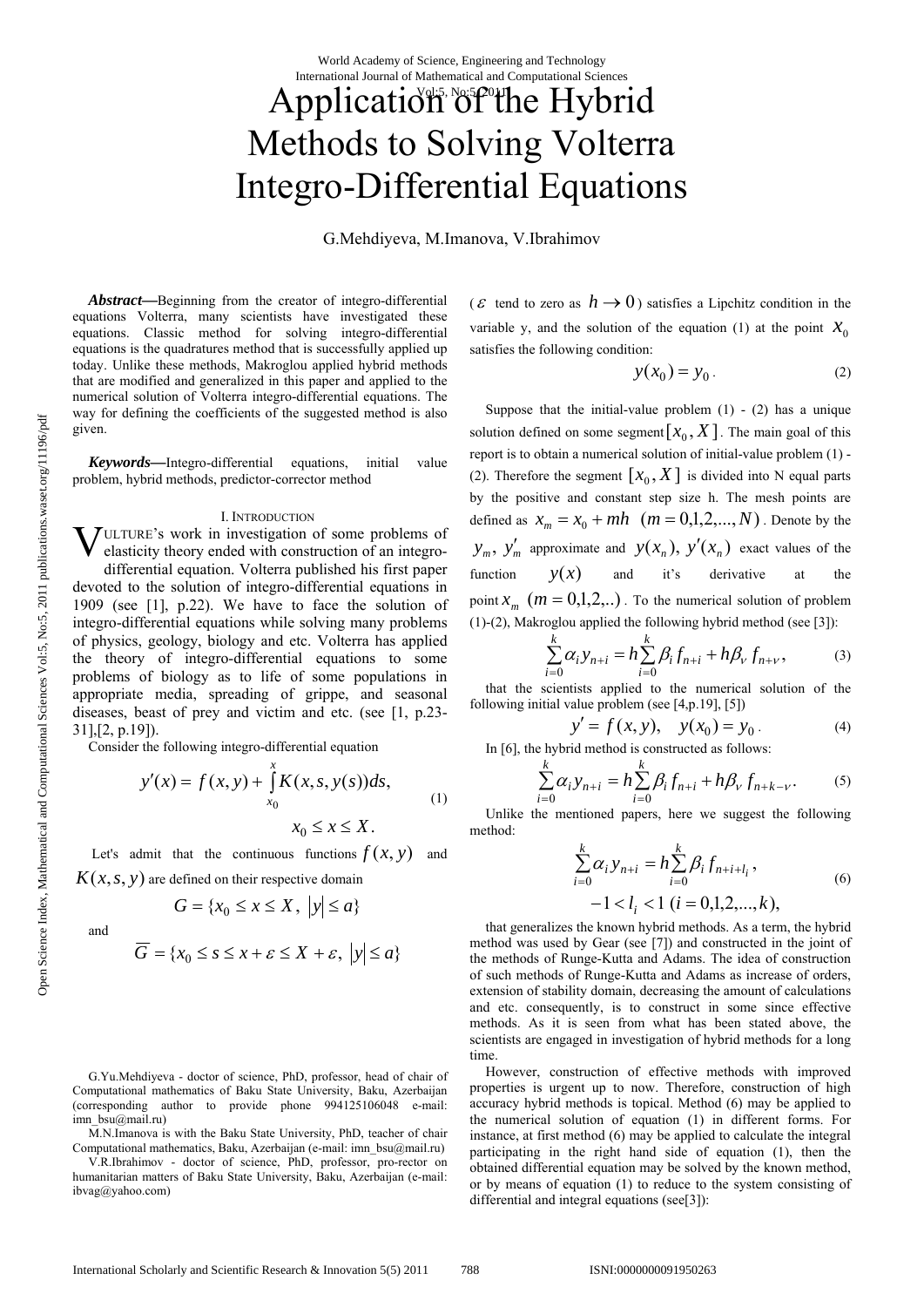# Application of the Hybrid Methods to Solving Volterra Integro-Differential Equations

G.Mehdiyeva, M.Imanova, V.Ibrahimov

***Abstract*—**Beginning from the creator of integro-differential equations Volterra, many scientists have investigated these equations. Classic method for solving integro-differential equations is the quadratures method that is successfully applied up today. Unlike these methods, Makroglou applied hybrid methods that are modified and generalized in this paper and applied to the numerical solution of Volterra integro-differential equations. The way for defining the coefficients of the suggested method is also given.

***Keywords*—**Integro-differential equations, initial value problem, hybrid methods, predictor-corrector method

## I. Introduction

VULTURE's work in investigation of some problems of elasticity theory ended with construction of an integro-differential equation. Volterra published his first paper devoted to the solution of integro-differential equations in 1909 (see [1], p.22). We have to face the solution of integro-differential equations while solving many problems of physics, geology, biology and etc. Volterra has applied the theory of integro-differential equations to some problems of biology as to life of some populations in appropriate media, spreading of grippe, and seasonal diseases, beast of prey and victim and etc. (see [1, p.23-31],[2, p.19]).

Consider the following integro-differential equation

$$y'(x) = f(x,y) + \int_{x_0}^{x} K(x,s,y(s))ds, \qquad x_0 \le x \le X. \tag{1}$$

Let's admit that the continuous functions $f(x,y)$ and $K(x,s,y)$ are defined on their respective domain

$$G = \{x_0 \le x \le X,\ |y| \le a\}$$

and

$$\overline{G} = \{x_0 \le s \le x + \varepsilon \le X + \varepsilon,\ |y| \le a\}$$

G.Yu.Mehdiyeva - doctor of science, PhD, professor, head of chair of Computational mathematics of Baku State University, Baku, Azerbaijan (corresponding author to provide phone 994125106048 e-mail: imn_bsu@mail.ru)

M.N.Imanova is with the Baku State University, PhD, teacher of chair Computational mathematics, Baku, Azerbaijan (e-mail: imn_bsu@mail.ru)

V.R.Ibrahimov - doctor of science, PhD, professor, pro-rector on humanitarian matters of Baku State University, Baku, Azerbaijan (e-mail: ibvag@yahoo.com)

($\varepsilon$ tend to zero as $h \to 0$) satisfies a Lipchitz condition in the variable y, and the solution of the equation (1) at the point $x_0$ satisfies the following condition:

$$y(x_0) = y_0 . \tag{2}$$

Suppose that the initial-value problem (1) - (2) has a unique solution defined on some segment $[x_0, X]$. The main goal of this report is to obtain a numerical solution of initial-value problem (1) - (2). Therefore the segment $[x_0, X]$ is divided into N equal parts by the positive and constant step size h. The mesh points are defined as $x_m = x_0 + mh \ \ (m = 0,1,2,...,N)$. Denote by the $y_m,\ y'_m$ approximate and $y(x_n),\ y'(x_n)$ exact values of the function $y(x)$ and it's derivative at the point $x_m \ \ (m = 0,1,2,..)$. To the numerical solution of problem (1)-(2), Makroglou applied the following hybrid method (see [3]):

$$\sum_{i=0}^{k} \alpha_i y_{n+i} = h\sum_{i=0}^{k} \beta_i f_{n+i} + h\beta_\nu f_{n+\nu}, \tag{3}$$

that the scientists applied to the numerical solution of the following initial value problem (see [4,p.19], [5])

$$y' = f(x,y), \quad y(x_0) = y_0 . \tag{4}$$

In [6], the hybrid method is constructed as follows:

$$\sum_{i=0}^{k} \alpha_i y_{n+i} = h\sum_{i=0}^{k} \beta_i f_{n+i} + h\beta_\nu f_{n+k-\nu}. \tag{5}$$

Unlike the mentioned papers, here we suggest the following method:

$$\sum_{i=0}^{k} \alpha_i y_{n+i} = h\sum_{i=0}^{k} \beta_i f_{n+i+l_i}, \qquad -1 < l_i < 1 \ (i = 0,1,2,...,k), \tag{6}$$

that generalizes the known hybrid methods. As a term, the hybrid method was used by Gear (see [7]) and constructed in the joint of the methods of Runge-Kutta and Adams. The idea of construction of such methods of Runge-Kutta and Adams as increase of orders, extension of stability domain, decreasing the amount of calculations and etc. consequently, is to construct in some since effective methods. As it is seen from what has been stated above, the scientists are engaged in investigation of hybrid methods for a long time.

However, construction of effective methods with improved properties is urgent up to now. Therefore, construction of high accuracy hybrid methods is topical. Method (6) may be applied to the numerical solution of equation (1) in different forms. For instance, at first method (6) may be applied to calculate the integral participating in the right hand side of equation (1), then the obtained differential equation may be solved by the known method, or by means of equation (1) to reduce to the system consisting of differential and integral equations (see[3]):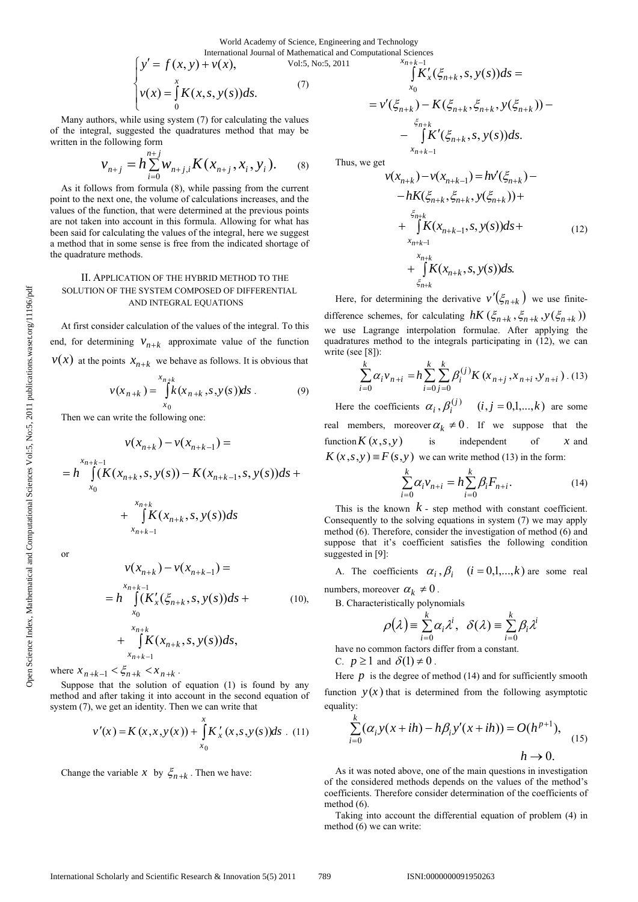$$\begin{cases} y' = f(x, y) + v(x), \\ v(x) = \int\limits_0^x K(x, s, y(s))ds. \end{cases} \quad (7)$$

Many authors, while using system (7) for calculating the values of the integral, suggested the quadratures method that may be written in the following form

$$v_{n+j} = h \sum_{i=0}^{n+j} w_{n+j,i} K(x_{n+j}, x_i, y_i). \quad (8)$$

As it follows from formula (8), while passing from the current point to the next one, the volume of calculations increases, and the values of the function, that were determined at the previous points are not taken into account in this formula. Allowing for what has been said for calculating the values of the integral, here we suggest a method that in some sense is free from the indicated shortage of the quadrature methods.

## II. Application of the Hybrid Method to the Solution of the System Composed of Differential and Integral Equations

At first consider calculation of the values of the integral. To this end, for determining $v_{n+k}$ approximate value of the function $v(x)$ at the points $x_{n+k}$ we behave as follows. It is obvious that

$$v(x_{n+k}) = \int\limits_{x_0}^{x_{n+k}} k(x_{n+k}, s, y(s))ds. \quad (9)$$

Then we can write the following one:

$$v(x_{n+k}) - v(x_{n+k-1}) =$$
$$= h \int\limits_{x_0}^{x_{n+k-1}} (K(x_{n+k}, s, y(s)) - K(x_{n+k-1}, s, y(s))ds +$$
$$+ \int\limits_{x_{n+k-1}}^{x_{n+k}} K(x_{n+k}, s, y(s))ds$$

or

$$v(x_{n+k}) - v(x_{n+k-1}) =$$
$$= h \int\limits_{x_0}^{x_{n+k-1}} (K'_x(\xi_{n+k}, s, y(s))ds + \quad (10),$$
$$+ \int\limits_{x_{n+k-1}}^{x_{n+k}} K(x_{n+k}, s, y(s))ds,$$

where $x_{n+k-1} < \xi_{n+k} < x_{n+k}$.

Suppose that the solution of equation (1) is found by any method and after taking it into account in the second equation of system (7), we get an identity. Then we can write that

$$v'(x) = K(x, x, y(x)) + \int\limits_{x_0}^{x} K'_x(x, s, y(s))ds. \quad (11)$$

Change the variable $x$ by $\xi_{n+k}$. Then we have:

$$\int\limits_{x_0}^{x_{n+k-1}} K'_x(\xi_{n+k}, s, y(s))ds =$$
$$= v'(\xi_{n+k}) - K(\xi_{n+k}, \xi_{n+k}, y(\xi_{n+k})) -$$
$$- \int\limits_{x_{n+k-1}}^{\xi_{n+k}} K'(\xi_{n+k}, s, y(s))ds.$$

Thus, we get

$$v(x_{n+k}) - v(x_{n+k-1}) = hv'(\xi_{n+k}) -$$
$$- hK(\xi_{n+k}, \xi_{n+k}, y(\xi_{n+k})) +$$
$$+ \int\limits_{x_{n+k-1}}^{\xi_{n+k}} K(x_{n+k-1}, s, y(s))ds + \quad (12)$$
$$+ \int\limits_{\xi_{n+k}}^{x_{n+k}} K(x_{n+k}, s, y(s))ds.$$

Here, for determining the derivative $v'(\xi_{n+k})$ we use finite-difference schemes, for calculating $hK(\xi_{n+k}, \xi_{n+k}, y(\xi_{n+k}))$ we use Lagrange interpolation formulae. After applying the quadratures method to the integrals participating in (12), we can write (see [8]):

$$\sum_{i=0}^{k} \alpha_i v_{n+i} = h \sum_{i=0}^{k} \sum_{j=0}^{k} \beta_i^{(j)} K(x_{n+j}, x_{n+i}, y_{n+i}). \quad (13)$$

Here the coefficients $\alpha_i, \beta_i^{(j)}$ $(i, j = 0, 1, ..., k)$ are some real members, moreover $\alpha_k \neq 0$. If we suppose that the function $K(x, s, y)$ is independent of $x$ and $K(x, s, y) \equiv F(s, y)$ we can write method (13) in the form:

$$\sum_{i=0}^{k} \alpha_i v_{n+i} = h \sum_{i=0}^{k} \beta_i F_{n+i}. \quad (14)$$

This is the known $k$ - step method with constant coefficient. Consequently to the solving equations in system (7) we may apply method (6). Therefore, consider the investigation of method (6) and suppose that it's coefficient satisfies the following condition suggested in [9]:

A. The coefficients $\alpha_i, \beta_i$ $(i = 0, 1, ..., k)$ are some real numbers, moreover $\alpha_k \neq 0$.

B. Characteristically polynomials

$$\rho(\lambda) \equiv \sum_{i=0}^{k} \alpha_i \lambda^i, \quad \delta(\lambda) \equiv \sum_{i=0}^{k} \beta_i \lambda^i$$

have no common factors differ from a constant.

C. $p \geq 1$ and $\delta(1) \neq 0$.

Here $p$ is the degree of method (14) and for sufficiently smooth function $y(x)$ that is determined from the following asymptotic equality:

$$\sum_{i=0}^{k} (\alpha_i y(x + ih) - h\beta_i y'(x + ih)) = O(h^{p+1}), \quad (15)$$
$$h \to 0.$$

As it was noted above, one of the main questions in investigation of the considered methods depends on the values of the method's coefficients. Therefore consider determination of the coefficients of method (6).

Taking into account the differential equation of problem (4) in method (6) we can write: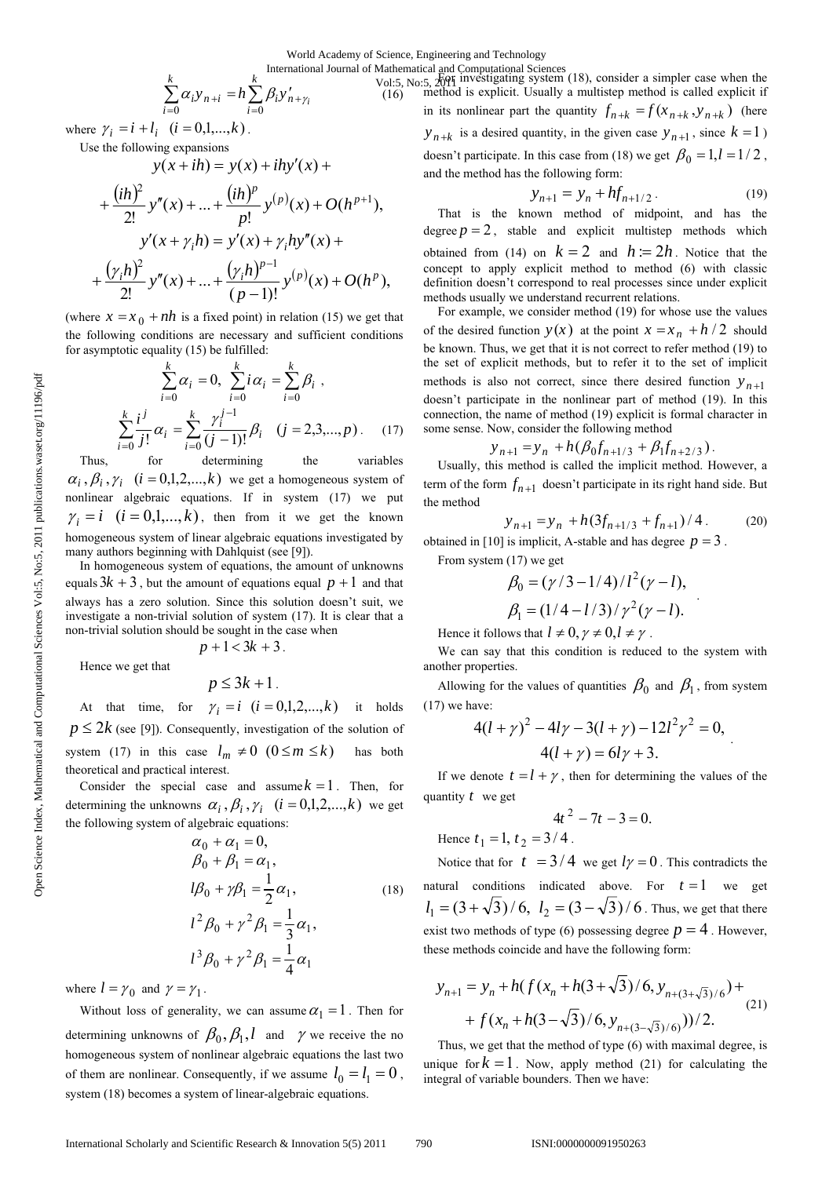$$\sum_{i=0}^{k}\alpha_i y_{n+i} = h\sum_{i=0}^{k}\beta_i y'_{n+\gamma_i} \qquad (16)$$

where $\gamma_i = i + l_i \quad (i = 0,1,...,k)$.

Use the following expansions

$$y(x+ih) = y(x) + ihy'(x) + $$
$$+\frac{(ih)^2}{2!}y''(x) + ... + \frac{(ih)^p}{p!}y^{(p)}(x) + O(h^{p+1}),$$
$$y'(x+\gamma_i h) = y'(x) + \gamma_i hy''(x) +$$
$$+\frac{(\gamma_i h)^2}{2!}y''(x) + ... + \frac{(\gamma_i h)^{p-1}}{(p-1)!}y^{(p)}(x) + O(h^p),$$

(where $x = x_0 + nh$ is a fixed point) in relation (15) we get that the following conditions are necessary and sufficient conditions for asymptotic equality (15) be fulfilled:

$$\sum_{i=0}^{k}\alpha_i = 0,\ \sum_{i=0}^{k}i\alpha_i = \sum_{i=0}^{k}\beta_i\ ,$$
$$\sum_{i=0}^{k}\frac{i^j}{j!}\alpha_i = \sum_{i=0}^{k}\frac{\gamma_i^{j-1}}{(j-1)!}\beta_i \quad (j = 2,3,...,p). \qquad (17)$$

Thus, for determining the variables $\alpha_i, \beta_i, \gamma_i \quad (i = 0,1,2,...,k)$ we get a homogeneous system of nonlinear algebraic equations. If in system (17) we put $\gamma_i = i \quad (i = 0,1,...,k)$, then from it we get the known homogeneous system of linear algebraic equations investigated by many authors beginning with Dahlquist (see [9]).

In homogeneous system of equations, the amount of unknowns equals $3k+3$, but the amount of equations equal $p+1$ and that always has a zero solution. Since this solution doesn't suit, we investigate a non-trivial solution of system (17). It is clear that a non-trivial solution should be sought in the case when

$$p + 1 < 3k + 3.$$

Hence we get that

$$p \le 3k + 1.$$

At that time, for $\gamma_i = i \quad (i = 0,1,2,...,k)$ it holds $p \le 2k$ (see [9]). Consequently, investigation of the solution of system (17) in this case $l_m \ne 0 \ (0 \le m \le k)$ has both theoretical and practical interest.

Consider the special case and assume $k = 1$. Then, for determining the unknowns $\alpha_i, \beta_i, \gamma_i \quad (i = 0,1,2,...,k)$ we get the following system of algebraic equations:

$$\begin{aligned}
&\alpha_0 + \alpha_1 = 0,\\
&\beta_0 + \beta_1 = \alpha_1,\\
&l\beta_0 + \gamma\beta_1 = \frac{1}{2}\alpha_1,\\
&l^2\beta_0 + \gamma^2\beta_1 = \frac{1}{3}\alpha_1,\\
&l^3\beta_0 + \gamma^2\beta_1 = \frac{1}{4}\alpha_1
\end{aligned} \qquad (18)$$

where $l = \gamma_0$ and $\gamma = \gamma_1$.

Without loss of generality, we can assume $\alpha_1 = 1$. Then for determining unknowns of $\beta_0, \beta_1, l$ and $\gamma$ we receive the no homogeneous system of nonlinear algebraic equations the last two of them are nonlinear. Consequently, if we assume $l_0 = l_1 = 0$, system (18) becomes a system of linear-algebraic equations.

For investigating system (18), consider a simpler case when the method is explicit. Usually a multistep method is called explicit if in its nonlinear part the quantity $f_{n+k} = f(x_{n+k}, y_{n+k})$ (here $y_{n+k}$ is a desired quantity, in the given case $y_{n+1}$, since $k = 1$) doesn't participate. In this case from (18) we get $\beta_0 = 1, l = 1/2$, and the method has the following form:

$$y_{n+1} = y_n + hf_{n+1/2}. \qquad (19)$$

That is the known method of midpoint, and has the degree $p = 2$, stable and explicit multistep methods which obtained from (14) on $k = 2$ and $h := 2h$. Notice that the concept to apply explicit method to method (6) with classic definition doesn't correspond to real processes since under explicit methods usually we understand recurrent relations.

For example, we consider method (19) for whose use the values of the desired function $y(x)$ at the point $x = x_n + h/2$ should be known. Thus, we get that it is not correct to refer method (19) to the set of explicit methods, but to refer it to the set of implicit methods is also not correct, since there desired function $y_{n+1}$ doesn't participate in the nonlinear part of method (19). In this connection, the name of method (19) explicit is formal character in some sense. Now, consider the following method

$$y_{n+1} = y_n + h(\beta_0 f_{n+1/3} + \beta_1 f_{n+2/3}).$$

Usually, this method is called the implicit method. However, a term of the form $f_{n+1}$ doesn't participate in its right hand side. But the method

$$y_{n+1} = y_n + h(3f_{n+1/3} + f_{n+1})/4. \qquad (20)$$

obtained in [10] is implicit, A-stable and has degree $p = 3$.

From system (17) we get

$$\beta_0 = (\gamma/3 - 1/4)/l^2(\gamma - l),$$
$$\beta_1 = (1/4 - l/3)/\gamma^2(\gamma - l).$$

Hence it follows that $l \ne 0, \gamma \ne 0, l \ne \gamma$.

We can say that this condition is reduced to the system with another properties.

Allowing for the values of quantities $\beta_0$ and $\beta_1$, from system (17) we have:

$$4(l+\gamma)^2 - 4l\gamma - 3(l+\gamma) - 12l^2\gamma^2 = 0,$$
$$4(l+\gamma) = 6l\gamma + 3.$$

If we denote $t = l + \gamma$, then for determining the values of the quantity $t$ we get

$$4t^2 - 7t - 3 = 0.$$

Hence $t_1 = 1,\ t_2 = 3/4$.

Notice that for $t = 3/4$ we get $l\gamma = 0$. This contradicts the natural conditions indicated above. For $t = 1$ we get $l_1 = (3+\sqrt{3})/6,\ l_2 = (3-\sqrt{3})/6$. Thus, we get that there exist two methods of type (6) possessing degree $p = 4$. However, these methods coincide and have the following form:

$$y_{n+1} = y_n + h(f(x_n + h(3+\sqrt{3})/6, y_{n+(3+\sqrt{3})/6}) + $$
$$+ f(x_n + h(3-\sqrt{3})/6, y_{n+(3-\sqrt{3})/6}))/2. \qquad (21)$$

Thus, we get that the method of type (6) with maximal degree, is unique for $k = 1$. Now, apply method (21) for calculating the integral of variable bounders. Then we have: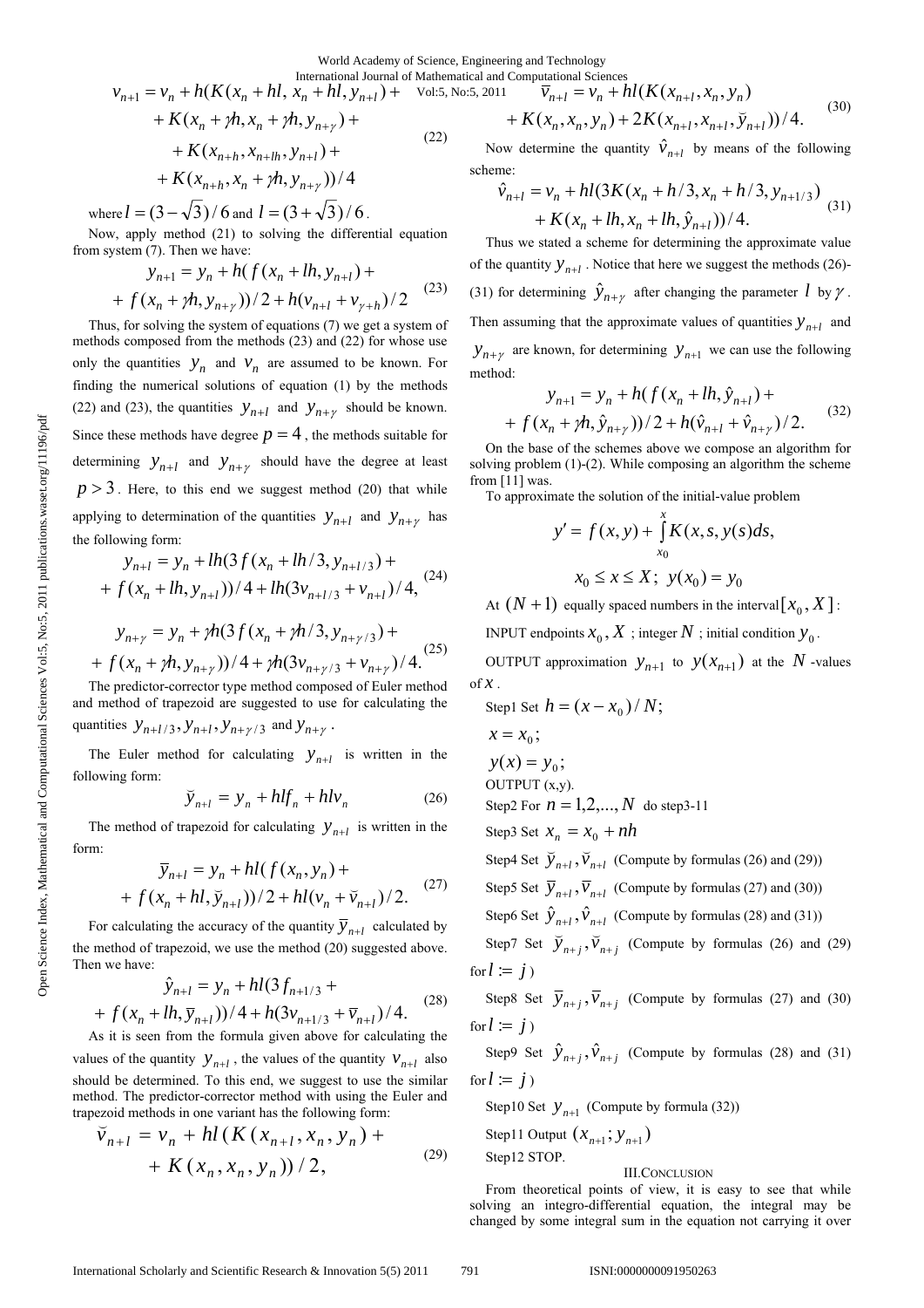$$v_{n+1} = v_n + h(K(x_n + hl,\, x_n + hl, y_{n+l}) + \\ + K(x_n + \gamma h, x_n + \gamma h, y_{n+\gamma}) + \\ + K(x_{n+h}, x_{n+lh}, y_{n+l}) + \\ + K(x_{n+h}, x_n + \gamma h, y_{n+\gamma}))/4 \tag{22}$$

where $l = (3-\sqrt{3})/6$ and $l = (3+\sqrt{3})/6$.

Now, apply method (21) to solving the differential equation from system (7). Then we have:

$$y_{n+1} = y_n + h(f(x_n + lh, y_{n+l}) + \\ + f(x_n + \gamma h, y_{n+\gamma}))/2 + h(v_{n+l} + v_{\gamma+h})/2 \tag{23}$$

Thus, for solving the system of equations (7) we get a system of methods composed from the methods (23) and (22) for whose use only the quantities $y_n$ and $v_n$ are assumed to be known. For finding the numerical solutions of equation (1) by the methods (22) and (23), the quantities $y_{n+l}$ and $y_{n+\gamma}$ should be known. Since these methods have degree $p = 4$, the methods suitable for determining $y_{n+l}$ and $y_{n+\gamma}$ should have the degree at least $p > 3$. Here, to this end we suggest method (20) that while applying to determination of the quantities $y_{n+l}$ and $y_{n+\gamma}$ has the following form:

$$y_{n+l} = y_n + lh(3f(x_n + lh/3, y_{n+l/3}) + \\ + f(x_n + lh, y_{n+l}))/4 + lh(3v_{n+l/3} + v_{n+l})/4, \tag{24}$$

$$y_{n+\gamma} = y_n + \gamma h(3f(x_n + \gamma h/3, y_{n+\gamma/3}) + \\ + f(x_n + \gamma h, y_{n+\gamma}))/4 + \gamma h(3v_{n+\gamma/3} + v_{n+\gamma})/4. \tag{25}$$

The predictor-corrector type method composed of Euler method and method of trapezoid are suggested to use for calculating the quantities $y_{n+l/3}, y_{n+l}, y_{n+\gamma/3}$ and $y_{n+\gamma}$.

The Euler method for calculating $y_{n+l}$ is written in the following form:

$$\breve{y}_{n+l} = y_n + hlf_n + hlv_n \tag{26}$$

The method of trapezoid for calculating $y_{n+l}$ is written in the form:

$$\bar{y}_{n+l} = y_n + hl(f(x_n, y_n) + \\ + f(x_n + hl, \breve{y}_{n+l}))/2 + hl(v_n + \breve{v}_{n+l})/2. \tag{27}$$

For calculating the accuracy of the quantity $\bar{y}_{n+l}$ calculated by the method of trapezoid, we use the method (20) suggested above. Then we have:

$$\hat{y}_{n+l} = y_n + hl(3f_{n+l/3} + \\ + f(x_n + lh, \bar{y}_{n+l}))/4 + h(3v_{n+l/3} + \bar{v}_{n+l})/4. \tag{28}$$

As it is seen from the formula given above for calculating the values of the quantity $y_{n+l}$, the values of the quantity $v_{n+l}$ also should be determined. To this end, we suggest to use the similar method. The predictor-corrector method with using the Euler and trapezoid methods in one variant has the following form:

$$\breve{v}_{n+l} = v_n + hl(K(x_{n+l}, x_n, y_n) + \\ + K(x_n, x_n, y_n))/2, \tag{29}$$

$$\bar{v}_{n+l} = v_n + hl(K(x_{n+l}, x_n, y_n) \\ + K(x_n, x_n, y_n) + 2K(x_{n+l}, x_{n+l}, \breve{y}_{n+l}))/4. \tag{30}$$

Now determine the quantity $\hat{v}_{n+l}$ by means of the following scheme:

$$\hat{v}_{n+l} = v_n + hl(3K(x_n + h/3, x_n + h/3, y_{n+1/3}) \\ + K(x_n + lh, x_n + lh, \hat{y}_{n+l}))/4. \tag{31}$$

Thus we stated a scheme for determining the approximate value of the quantity $y_{n+l}$. Notice that here we suggest the methods (26)-(31) for determining $\hat{y}_{n+\gamma}$ after changing the parameter $l$ by $\gamma$. Then assuming that the approximate values of quantities $y_{n+l}$ and $y_{n+\gamma}$ are known, for determining $y_{n+1}$ we can use the following method:

$$y_{n+1} = y_n + h(f(x_n + lh, \hat{y}_{n+l}) + \\ + f(x_n + \gamma h, \hat{y}_{n+\gamma}))/2 + h(\hat{v}_{n+l} + \hat{v}_{n+\gamma})/2. \tag{32}$$

On the base of the schemes above we compose an algorithm for solving problem (1)-(2). While composing an algorithm the scheme from [11] was.

To approximate the solution of the initial-value problem

$$y' = f(x, y) + \int_{x_0}^{x} K(x, s, y(s)ds,$$

$$x_0 \le x \le X;\; y(x_0) = y_0$$

At $(N+1)$ equally spaced numbers in the interval $[x_0, X]$:

INPUT endpoints $x_0, X$; integer $N$; initial condition $y_0$.

OUTPUT approximation $y_{n+1}$ to $y(x_{n+1})$ at the $N$-values of $x$.

Step1 Set $h = (x - x_0)/N;$

$x = x_0;$

$y(x) = y_0;$

OUTPUT (x,y).

Step2 For $n = 1, 2, ..., N$ do step3-11

Step3 Set $x_n = x_0 + nh$

Step4 Set $\breve{y}_{n+l}, \breve{v}_{n+l}$ (Compute by formulas (26) and (29))

Step5 Set $\bar{y}_{n+l}, \bar{v}_{n+l}$ (Compute by formulas (27) and (30))

Step6 Set $\hat{y}_{n+l}, \hat{v}_{n+l}$ (Compute by formulas (28) and (31))

Step7 Set $\breve{y}_{n+j}, \breve{v}_{n+j}$ (Compute by formulas (26) and (29) for $l := j$)

Step8 Set $\bar{y}_{n+j}, \bar{v}_{n+j}$ (Compute by formulas (27) and (30) for $l := j$)

Step9 Set $\hat{y}_{n+j}, \hat{v}_{n+j}$ (Compute by formulas (28) and (31) for $l := j$)

Step10 Set $y_{n+1}$ (Compute by formula (32))

Step11 Output $(x_{n+1}; y_{n+1})$

Step12 STOP.

## III. Conclusion

From theoretical points of view, it is easy to see that while solving an integro-differential equation, the integral may be changed by some integral sum in the equation not carrying it over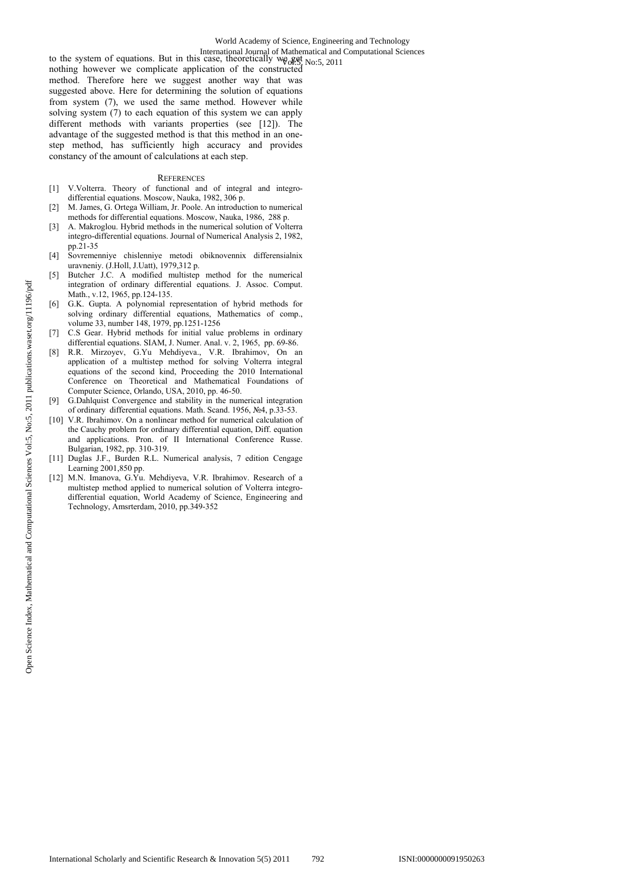to the system of equations. But in this case, theoretically we get nothing however we complicate application of the constructed method. Therefore here we suggest another way that was suggested above. Here for determining the solution of equations from system (7), we used the same method. However while solving system (7) to each equation of this system we can apply different methods with variants properties (see [12]). The advantage of the suggested method is that this method in an one-step method, has sufficiently high accuracy and provides constancy of the amount of calculations at each step.

## REFERENCES

[1] V.Volterra. Theory of functional and of integral and integro-differential equations. Moscow, Nauka, 1982, 306 p.

[2] M. James, G. Ortega William, Jr. Poole. An introduction to numerical methods for differential equations. Moscow, Nauka, 1986, 288 p.

[3] A. Makroglou. Hybrid methods in the numerical solution of Volterra integro-differential equations. Journal of Numerical Analysis 2, 1982, pp.21-35

[4] Sovremenniye chislenniye metodi obiknovennix differensialnix uravneniy. (J.Holl, J.Uatt), 1979,312 p.

[5] Butcher J.C. A modified multistep method for the numerical integration of ordinary differential equations. J. Assoc. Comput. Math., v.12, 1965, pp.124-135.

[6] G.K. Gupta. A polynomial representation of hybrid methods for solving ordinary differential equations, Mathematics of comp., volume 33, number 148, 1979, pp.1251-1256

[7] C.S Gear. Hybrid methods for initial value problems in ordinary differential equations. SIAM, J. Numer. Anal. v. 2, 1965, pp. 69-86.

[8] R.R. Mirzoyev, G.Yu Mehdiyeva., V.R. Ibrahimov, On an application of a multistep method for solving Volterra integral equations of the second kind, Proceeding the 2010 International Conference on Theoretical and Mathematical Foundations of Computer Science, Orlando, USA, 2010, pp. 46-50.

[9] G.Dahlquist Convergence and stability in the numerical integration of ordinary differential equations. Math. Scand. 1956, №4, p.33-53.

[10] V.R. Ibrahimov. On a nonlinear method for numerical calculation of the Cauchy problem for ordinary differential equation, Diff. equation and applications. Pron. of II International Conference Russe. Bulgarian, 1982, pp. 310-319.

[11] Duglas J.F., Burden R.L. Numerical analysis, 7 edition Cengage Learning 2001,850 pp.

[12] M.N. Imanova, G.Yu. Mehdiyeva, V.R. Ibrahimov. Research of a multistep method applied to numerical solution of Volterra integro-differential equation, World Academy of Science, Engineering and Technology, Amsrterdam, 2010, pp.349-352